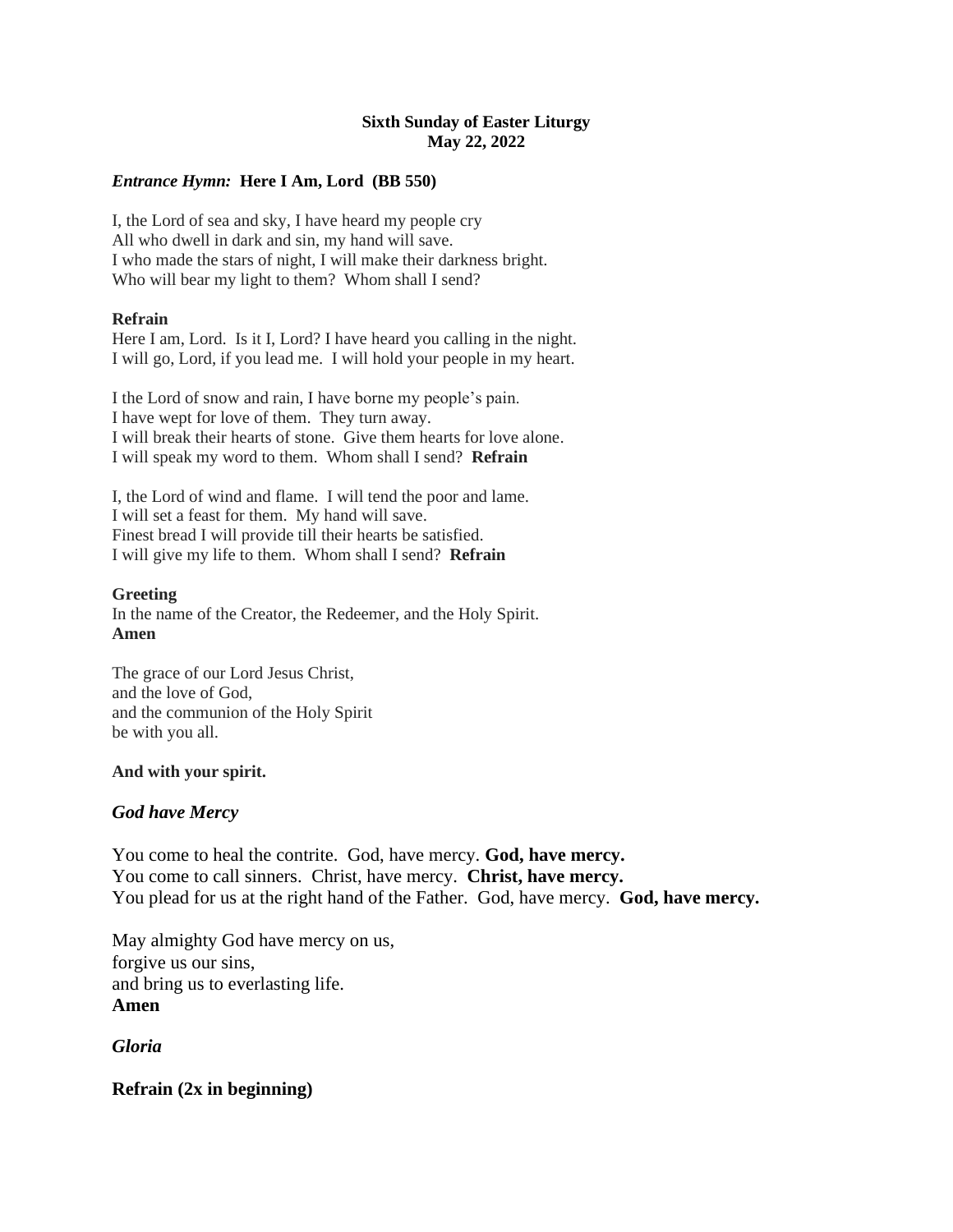**Sixth Sunday of Easter Liturgy**
**May 22, 2022**

***Entrance Hymn:* Here I Am, Lord (BB 550)**

I, the Lord of sea and sky, I have heard my people cry
All who dwell in dark and sin, my hand will save.
I who made the stars of night, I will make their darkness bright.
Who will bear my light to them? Whom shall I send?

**Refrain**
Here I am, Lord. Is it I, Lord? I have heard you calling in the night.
I will go, Lord, if you lead me. I will hold your people in my heart.

I the Lord of snow and rain, I have borne my people's pain.
I have wept for love of them. They turn away.
I will break their hearts of stone. Give them hearts for love alone.
I will speak my word to them. Whom shall I send? **Refrain**

I, the Lord of wind and flame. I will tend the poor and lame.
I will set a feast for them. My hand will save.
Finest bread I will provide till their hearts be satisfied.
I will give my life to them. Whom shall I send? **Refrain**

**Greeting**
In the name of the Creator, the Redeemer, and the Holy Spirit.
**Amen**

The grace of our Lord Jesus Christ,
and the love of God,
and the communion of the Holy Spirit
be with you all.

**And with your spirit.**

***God have Mercy***

You come to heal the contrite. God, have mercy. **God, have mercy.**
You come to call sinners. Christ, have mercy. **Christ, have mercy.**
You plead for us at the right hand of the Father. God, have mercy. **God, have mercy.**

May almighty God have mercy on us,
forgive us our sins,
and bring us to everlasting life.
**Amen**

***Gloria***

**Refrain (2x in beginning)**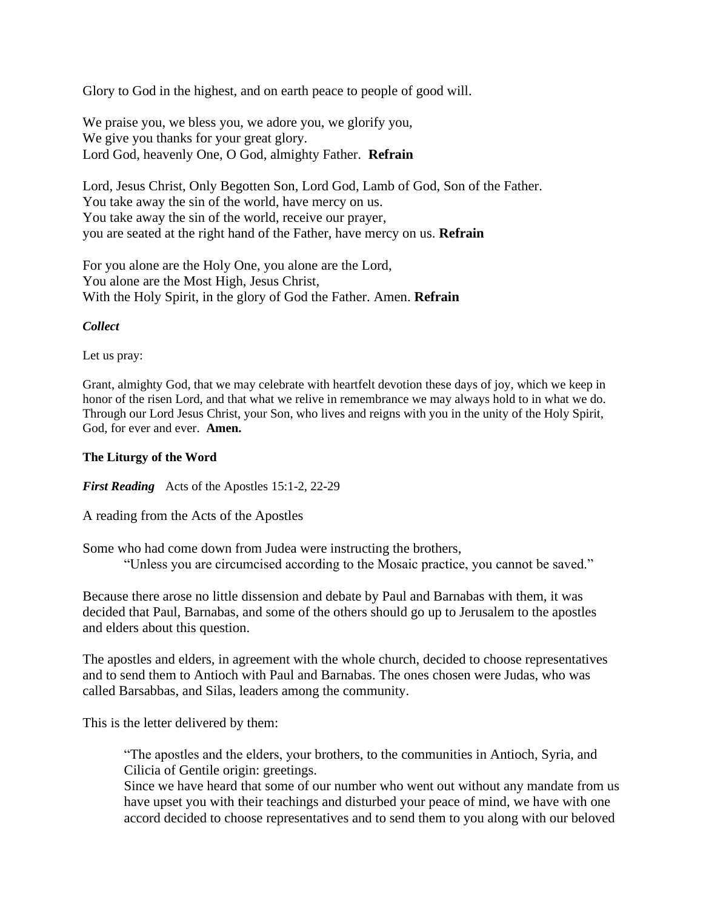Glory to God in the highest, and on earth peace to people of good will.

We praise you, we bless you, we adore you, we glorify you,
We give you thanks for your great glory.
Lord God, heavenly One, O God, almighty Father. **Refrain**

Lord, Jesus Christ, Only Begotten Son, Lord God, Lamb of God, Son of the Father.
You take away the sin of the world, have mercy on us.
You take away the sin of the world, receive our prayer,
you are seated at the right hand of the Father, have mercy on us. **Refrain**

For you alone are the Holy One, you alone are the Lord,
You alone are the Most High, Jesus Christ,
With the Holy Spirit, in the glory of God the Father. Amen. **Refrain**

***Collect***

Let us pray:

Grant, almighty God, that we may celebrate with heartfelt devotion these days of joy, which we keep in honor of the risen Lord, and that what we relive in remembrance we may always hold to in what we do. Through our Lord Jesus Christ, your Son, who lives and reigns with you in the unity of the Holy Spirit, God, for ever and ever. **Amen.**

**The Liturgy of the Word**

***First Reading*** Acts of the Apostles 15:1-2, 22-29

A reading from the Acts of the Apostles

Some who had come down from Judea were instructing the brothers,
"Unless you are circumcised according to the Mosaic practice, you cannot be saved."

Because there arose no little dissension and debate by Paul and Barnabas with them, it was decided that Paul, Barnabas, and some of the others should go up to Jerusalem to the apostles and elders about this question.

The apostles and elders, in agreement with the whole church, decided to choose representatives and to send them to Antioch with Paul and Barnabas. The ones chosen were Judas, who was called Barsabbas, and Silas, leaders among the community.

This is the letter delivered by them:

> "The apostles and the elders, your brothers, to the communities in Antioch, Syria, and Cilicia of Gentile origin: greetings.
> Since we have heard that some of our number who went out without any mandate from us have upset you with their teachings and disturbed your peace of mind, we have with one accord decided to choose representatives and to send them to you along with our beloved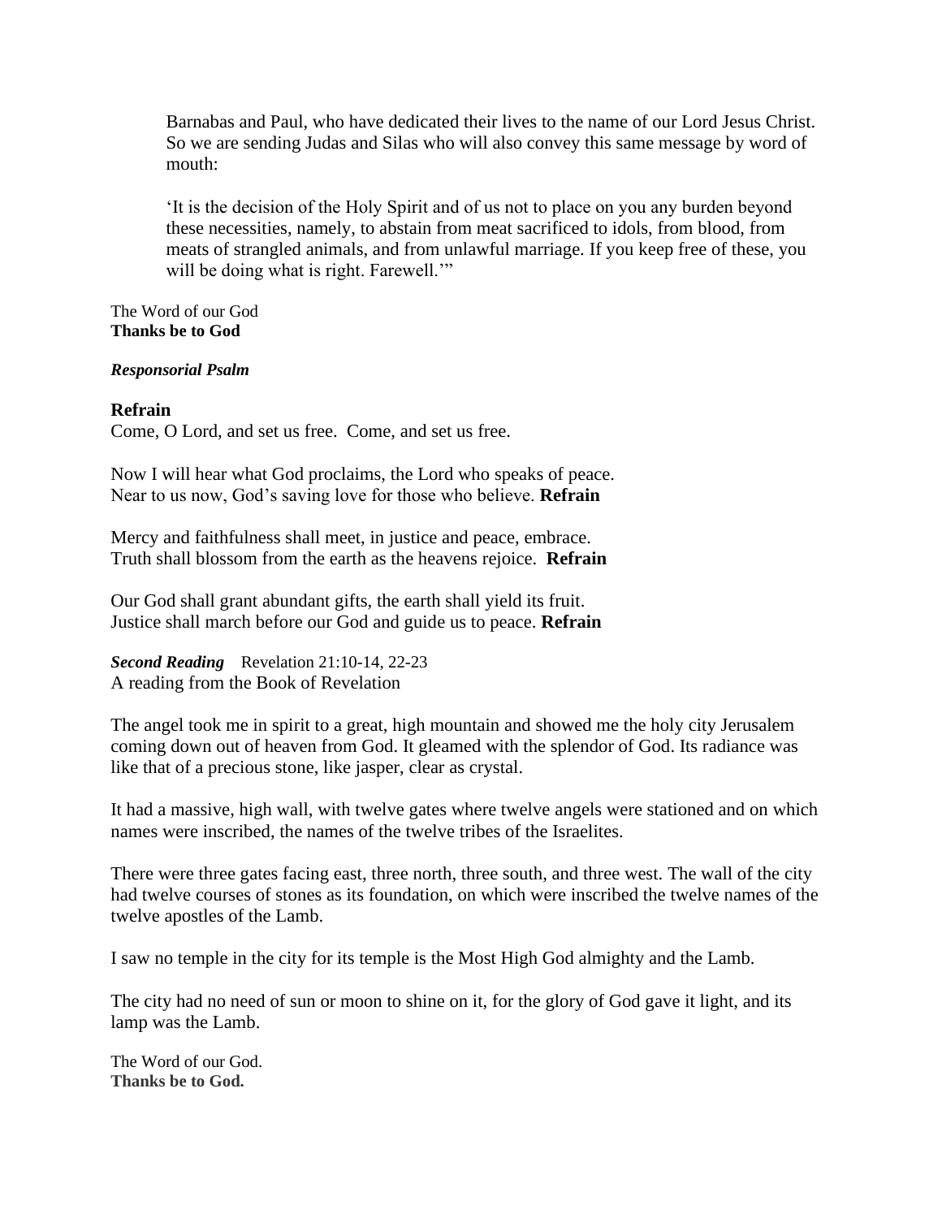> Barnabas and Paul, who have dedicated their lives to the name of our Lord Jesus Christ. So we are sending Judas and Silas who will also convey this same message by word of mouth:
>
> 'It is the decision of the Holy Spirit and of us not to place on you any burden beyond these necessities, namely, to abstain from meat sacrificed to idols, from blood, from meats of strangled animals, and from unlawful marriage. If you keep free of these, you will be doing what is right. Farewell.'"

The Word of our God
**Thanks be to God**

***Responsorial Psalm***

**Refrain**
Come, O Lord, and set us free. Come, and set us free.

Now I will hear what God proclaims, the Lord who speaks of peace.
Near to us now, God's saving love for those who believe. **Refrain**

Mercy and faithfulness shall meet, in justice and peace, embrace.
Truth shall blossom from the earth as the heavens rejoice. **Refrain**

Our God shall grant abundant gifts, the earth shall yield its fruit.
Justice shall march before our God and guide us to peace. **Refrain**

***Second Reading*** Revelation 21:10-14, 22-23
A reading from the Book of Revelation

The angel took me in spirit to a great, high mountain and showed me the holy city Jerusalem coming down out of heaven from God. It gleamed with the splendor of God. Its radiance was like that of a precious stone, like jasper, clear as crystal.

It had a massive, high wall, with twelve gates where twelve angels were stationed and on which names were inscribed, the names of the twelve tribes of the Israelites.

There were three gates facing east, three north, three south, and three west. The wall of the city had twelve courses of stones as its foundation, on which were inscribed the twelve names of the twelve apostles of the Lamb.

I saw no temple in the city for its temple is the Most High God almighty and the Lamb.

The city had no need of sun or moon to shine on it, for the glory of God gave it light, and its lamp was the Lamb.

The Word of our God.
**Thanks be to God.**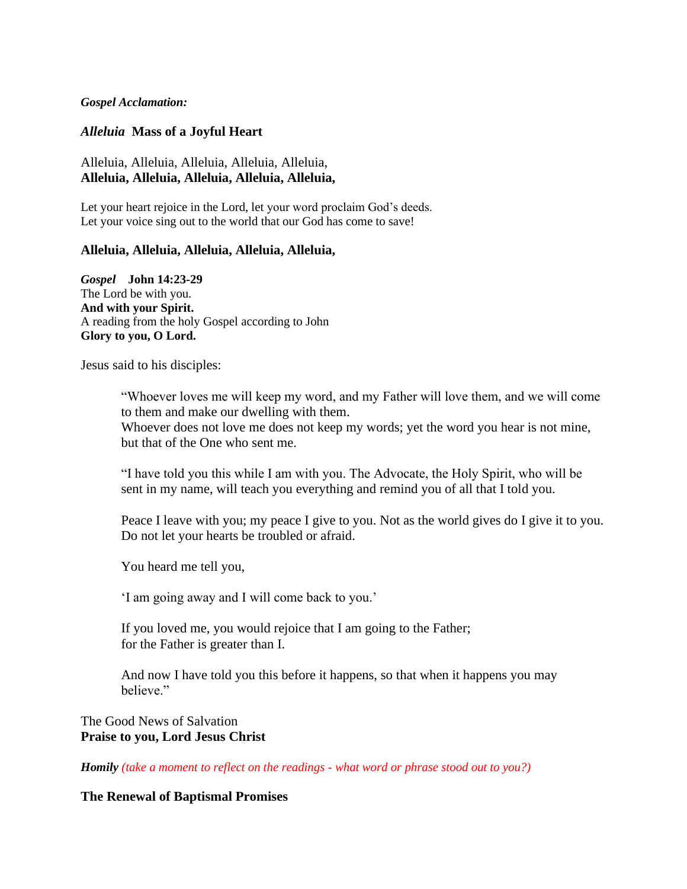***Gospel Acclamation:***

***Alleluia*** **Mass of a Joyful Heart**

Alleluia, Alleluia, Alleluia, Alleluia, Alleluia,
**Alleluia, Alleluia, Alleluia, Alleluia, Alleluia,**

Let your heart rejoice in the Lord, let your word proclaim God's deeds.
Let your voice sing out to the world that our God has come to save!

**Alleluia, Alleluia, Alleluia, Alleluia, Alleluia,**

***Gospel*** **John 14:23-29**
The Lord be with you.
**And with your Spirit.**
A reading from the holy Gospel according to John
**Glory to you, O Lord.**

Jesus said to his disciples:

> "Whoever loves me will keep my word, and my Father will love them, and we will come to them and make our dwelling with them.
> Whoever does not love me does not keep my words; yet the word you hear is not mine, but that of the One who sent me.
>
> "I have told you this while I am with you. The Advocate, the Holy Spirit, who will be sent in my name, will teach you everything and remind you of all that I told you.
>
> Peace I leave with you; my peace I give to you. Not as the world gives do I give it to you. Do not let your hearts be troubled or afraid.
>
> You heard me tell you,
>
> 'I am going away and I will come back to you.'
>
> If you loved me, you would rejoice that I am going to the Father;
> for the Father is greater than I.
>
> And now I have told you this before it happens, so that when it happens you may believe."

The Good News of Salvation
**Praise to you, Lord Jesus Christ**

***Homily*** *(take a moment to reflect on the readings - what word or phrase stood out to you?)*

**The Renewal of Baptismal Promises**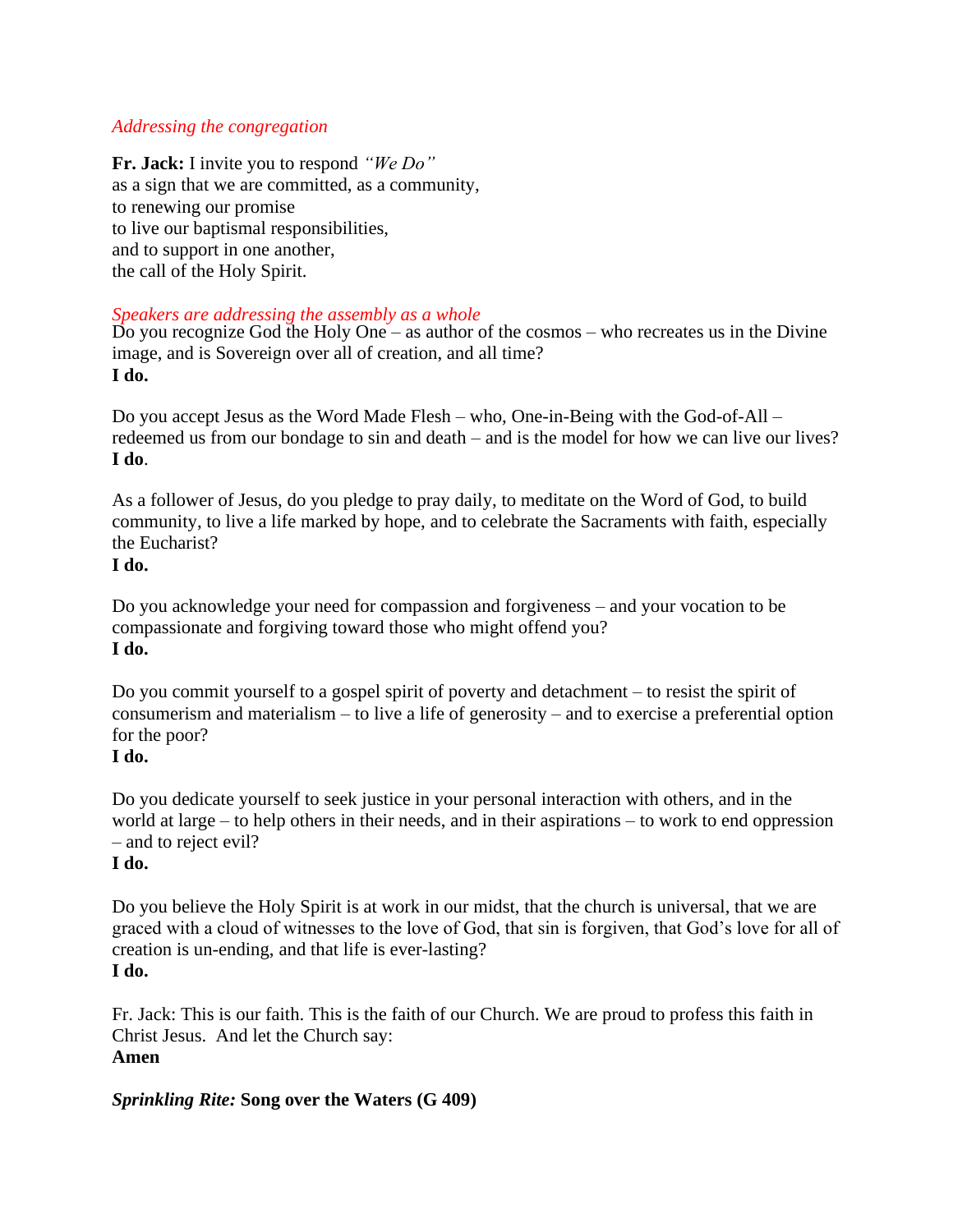*Addressing the congregation*

**Fr. Jack:** I invite you to respond *"We Do"*
as a sign that we are committed, as a community,
to renewing our promise
to live our baptismal responsibilities,
and to support in one another,
the call of the Holy Spirit.

*Speakers are addressing the assembly as a whole*

Do you recognize God the Holy One – as author of the cosmos – who recreates us in the Divine image, and is Sovereign over all of creation, and all time?
**I do.**

Do you accept Jesus as the Word Made Flesh – who, One-in-Being with the God-of-All – redeemed us from our bondage to sin and death – and is the model for how we can live our lives?
**I do**.

As a follower of Jesus, do you pledge to pray daily, to meditate on the Word of God, to build community, to live a life marked by hope, and to celebrate the Sacraments with faith, especially the Eucharist?
**I do.**

Do you acknowledge your need for compassion and forgiveness – and your vocation to be compassionate and forgiving toward those who might offend you?
**I do.**

Do you commit yourself to a gospel spirit of poverty and detachment – to resist the spirit of consumerism and materialism – to live a life of generosity – and to exercise a preferential option for the poor?
**I do.**

Do you dedicate yourself to seek justice in your personal interaction with others, and in the world at large – to help others in their needs, and in their aspirations – to work to end oppression – and to reject evil?
**I do.**

Do you believe the Holy Spirit is at work in our midst, that the church is universal, that we are graced with a cloud of witnesses to the love of God, that sin is forgiven, that God's love for all of creation is un-ending, and that life is ever-lasting?
**I do.**

Fr. Jack: This is our faith. This is the faith of our Church. We are proud to profess this faith in Christ Jesus. And let the Church say:
**Amen**

***Sprinkling Rite:* Song over the Waters (G 409)**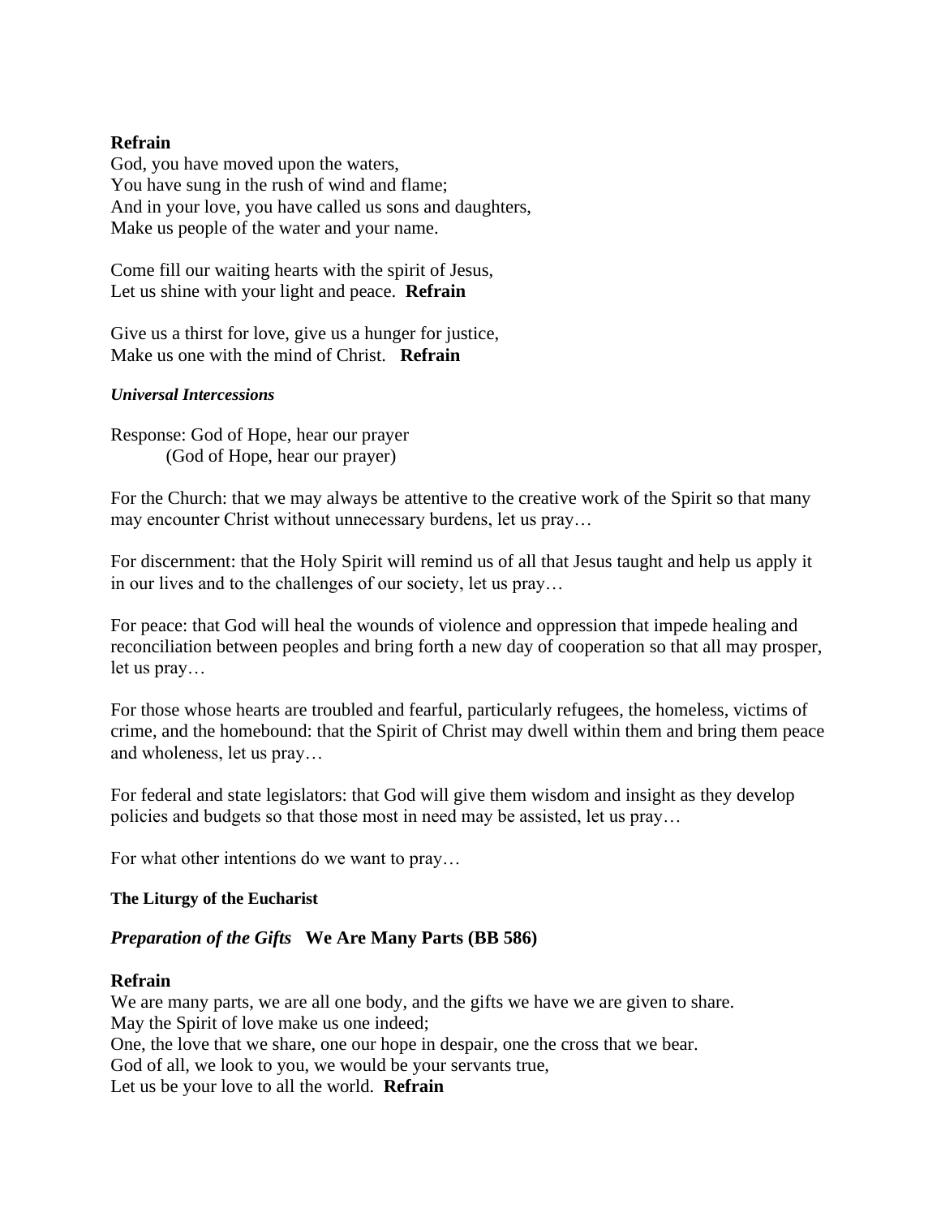**Refrain**
God, you have moved upon the waters,
You have sung in the rush of wind and flame;
And in your love, you have called us sons and daughters,
Make us people of the water and your name.

Come fill our waiting hearts with the spirit of Jesus,
Let us shine with your light and peace. **Refrain**

Give us a thirst for love, give us a hunger for justice,
Make us one with the mind of Christ. **Refrain**

***Universal Intercessions***

Response: God of Hope, hear our prayer
(God of Hope, hear our prayer)

For the Church: that we may always be attentive to the creative work of the Spirit so that many may encounter Christ without unnecessary burdens, let us pray…

For discernment: that the Holy Spirit will remind us of all that Jesus taught and help us apply it in our lives and to the challenges of our society, let us pray…

For peace: that God will heal the wounds of violence and oppression that impede healing and reconciliation between peoples and bring forth a new day of cooperation so that all may prosper, let us pray…

For those whose hearts are troubled and fearful, particularly refugees, the homeless, victims of crime, and the homebound: that the Spirit of Christ may dwell within them and bring them peace and wholeness, let us pray…

For federal and state legislators: that God will give them wisdom and insight as they develop policies and budgets so that those most in need may be assisted, let us pray…

For what other intentions do we want to pray…

**The Liturgy of the Eucharist**

***Preparation of the Gifts*** **We Are Many Parts (BB 586)**

**Refrain**
We are many parts, we are all one body, and the gifts we have we are given to share.
May the Spirit of love make us one indeed;
One, the love that we share, one our hope in despair, one the cross that we bear.
God of all, we look to you, we would be your servants true,
Let us be your love to all the world. **Refrain**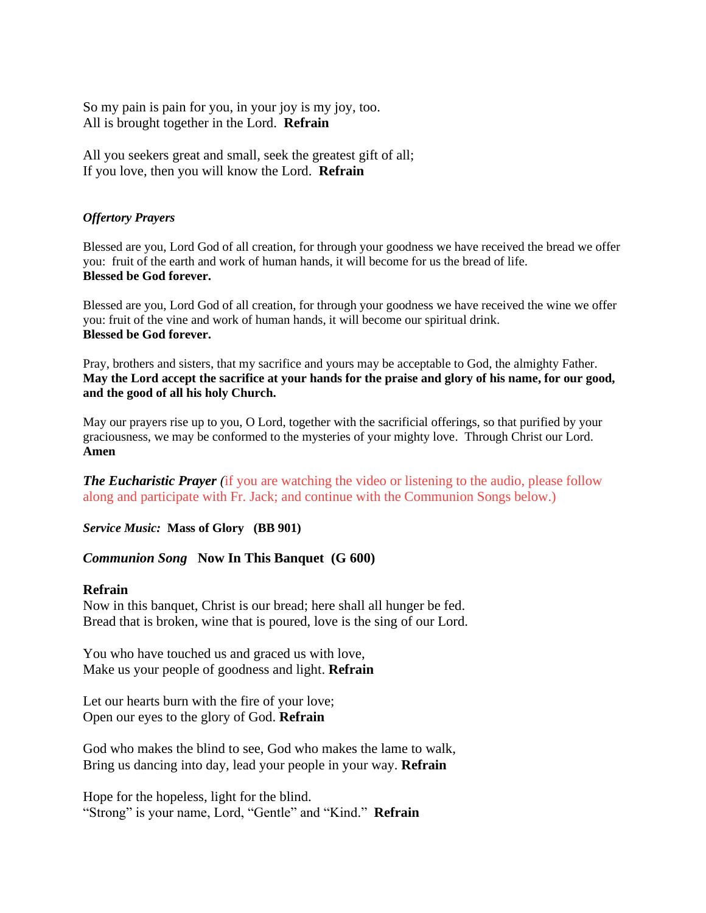So my pain is pain for you, in your joy is my joy, too.
All is brought together in the Lord. **Refrain**

All you seekers great and small, seek the greatest gift of all;
If you love, then you will know the Lord. **Refrain**

***Offertory Prayers***

Blessed are you, Lord God of all creation, for through your goodness we have received the bread we offer you: fruit of the earth and work of human hands, it will become for us the bread of life.
**Blessed be God forever.**

Blessed are you, Lord God of all creation, for through your goodness we have received the wine we offer you: fruit of the vine and work of human hands, it will become our spiritual drink.
**Blessed be God forever.**

Pray, brothers and sisters, that my sacrifice and yours may be acceptable to God, the almighty Father.
**May the Lord accept the sacrifice at your hands for the praise and glory of his name, for our good, and the good of all his holy Church.**

May our prayers rise up to you, O Lord, together with the sacrificial offerings, so that purified by your graciousness, we may be conformed to the mysteries of your mighty love. Through Christ our Lord.
**Amen**

***The Eucharistic Prayer*** *(*if you are watching the video or listening to the audio, please follow along and participate with Fr. Jack; and continue with the Communion Songs below.)

***Service Music:*** **Mass of Glory (BB 901)**

***Communion Song*** **Now In This Banquet (G 600)**

**Refrain**
Now in this banquet, Christ is our bread; here shall all hunger be fed.
Bread that is broken, wine that is poured, love is the sing of our Lord.

You who have touched us and graced us with love,
Make us your people of goodness and light. **Refrain**

Let our hearts burn with the fire of your love;
Open our eyes to the glory of God. **Refrain**

God who makes the blind to see, God who makes the lame to walk,
Bring us dancing into day, lead your people in your way. **Refrain**

Hope for the hopeless, light for the blind.
"Strong" is your name, Lord, "Gentle" and "Kind." **Refrain**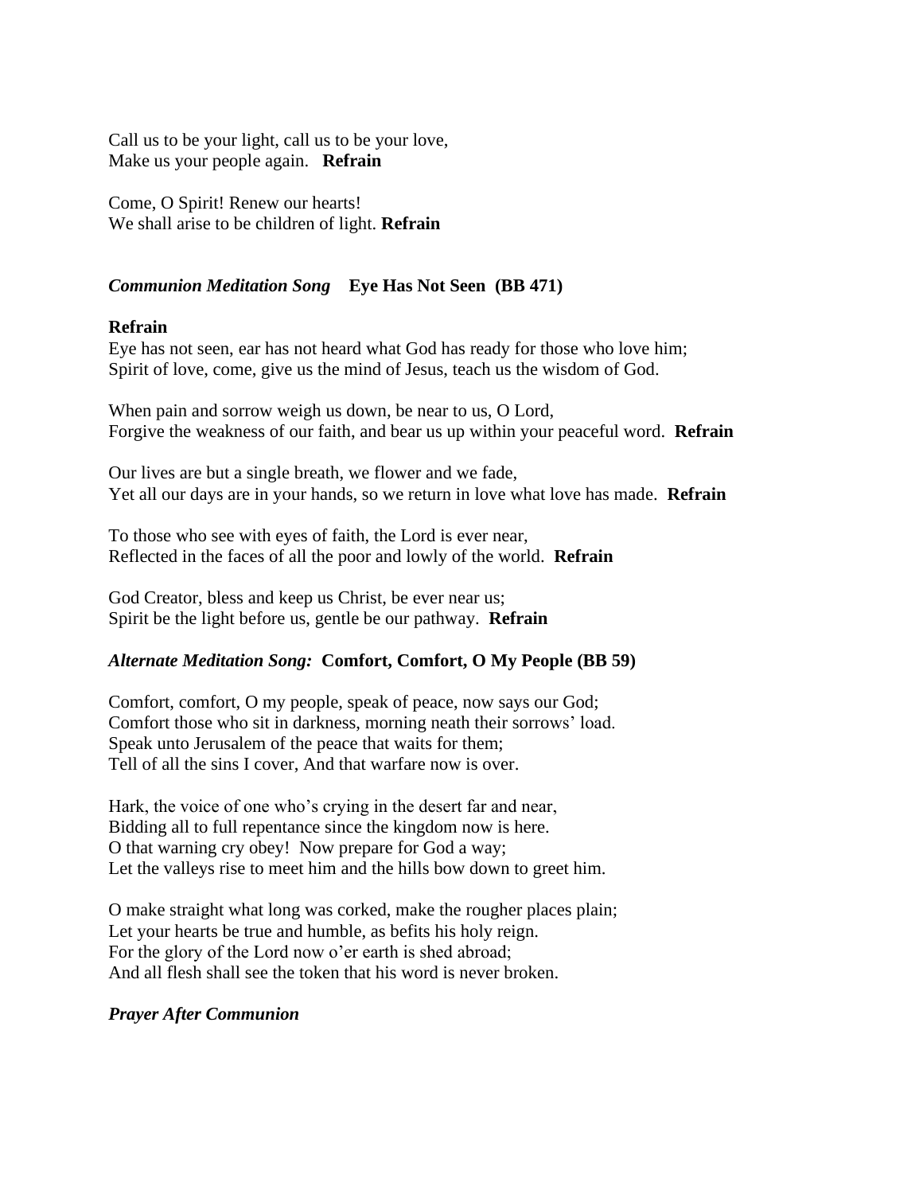Call us to be your light, call us to be your love,
Make us your people again. **Refrain**

Come, O Spirit! Renew our hearts!
We shall arise to be children of light. **Refrain**

***Communion Meditation Song*** **Eye Has Not Seen (BB 471)**

**Refrain**
Eye has not seen, ear has not heard what God has ready for those who love him;
Spirit of love, come, give us the mind of Jesus, teach us the wisdom of God.

When pain and sorrow weigh us down, be near to us, O Lord,
Forgive the weakness of our faith, and bear us up within your peaceful word. **Refrain**

Our lives are but a single breath, we flower and we fade,
Yet all our days are in your hands, so we return in love what love has made. **Refrain**

To those who see with eyes of faith, the Lord is ever near,
Reflected in the faces of all the poor and lowly of the world. **Refrain**

God Creator, bless and keep us Christ, be ever near us;
Spirit be the light before us, gentle be our pathway. **Refrain**

***Alternate Meditation Song:*** **Comfort, Comfort, O My People (BB 59)**

Comfort, comfort, O my people, speak of peace, now says our God;
Comfort those who sit in darkness, morning neath their sorrows' load.
Speak unto Jerusalem of the peace that waits for them;
Tell of all the sins I cover, And that warfare now is over.

Hark, the voice of one who's crying in the desert far and near,
Bidding all to full repentance since the kingdom now is here.
O that warning cry obey! Now prepare for God a way;
Let the valleys rise to meet him and the hills bow down to greet him.

O make straight what long was corked, make the rougher places plain;
Let your hearts be true and humble, as befits his holy reign.
For the glory of the Lord now o'er earth is shed abroad;
And all flesh shall see the token that his word is never broken.

***Prayer After Communion***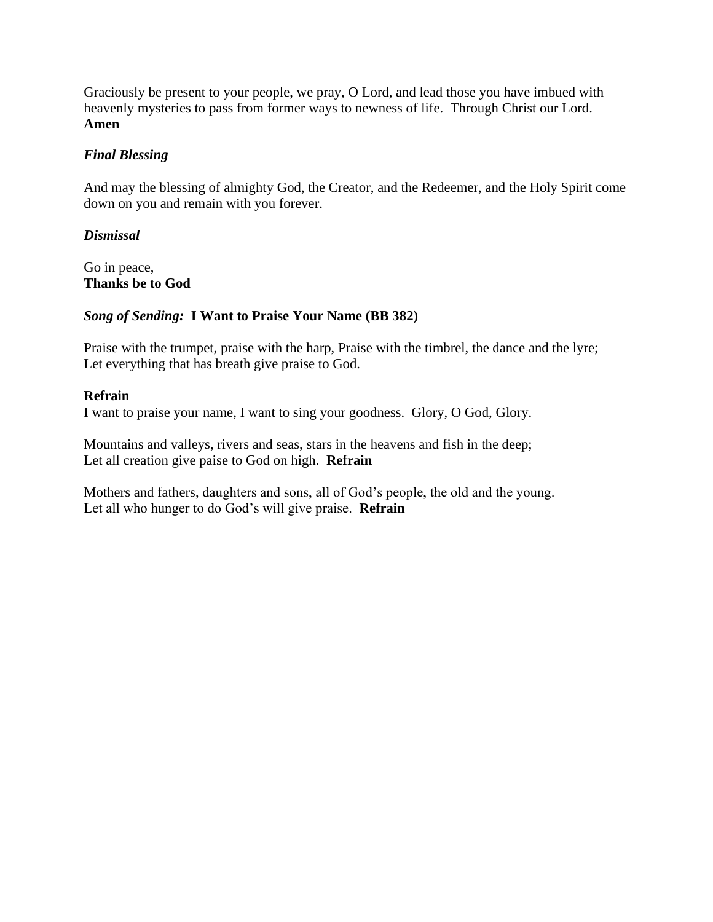Graciously be present to your people, we pray, O Lord, and lead those you have imbued with heavenly mysteries to pass from former ways to newness of life.  Through Christ our Lord.
**Amen**

***Final Blessing***

And may the blessing of almighty God, the Creator, and the Redeemer, and the Holy Spirit come down on you and remain with you forever.

***Dismissal***

Go in peace,
**Thanks be to God**

***Song of Sending:*** **I Want to Praise Your Name (BB 382)**

Praise with the trumpet, praise with the harp, Praise with the timbrel, the dance and the lyre;
Let everything that has breath give praise to God.

**Refrain**
I want to praise your name, I want to sing your goodness.  Glory, O God, Glory.

Mountains and valleys, rivers and seas, stars in the heavens and fish in the deep;
Let all creation give paise to God on high.  **Refrain**

Mothers and fathers, daughters and sons, all of God's people, the old and the young.
Let all who hunger to do God's will give praise.  **Refrain**